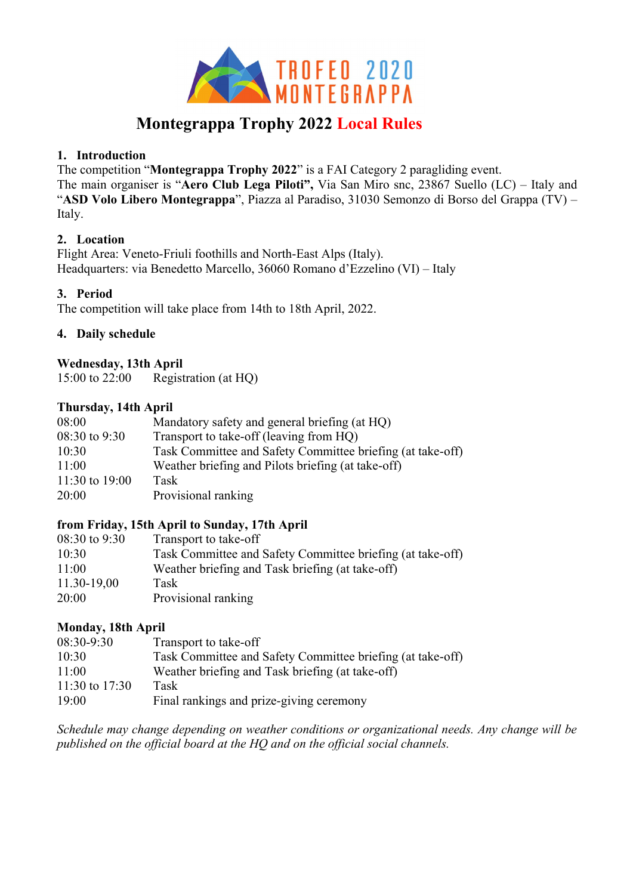# Montegrappa Trophy 2022 Local Rules

## 1. Introduction

The competition "**Montegrappa Trophy 2022**" is a FAI Category 2 paragliding event.
The main organiser is "**Aero Club Lega Piloti",** Via San Miro snc, 23867 Suello (LC) – Italy and "**ASD Volo Libero Montegrappa**", Piazza al Paradiso, 31030 Semonzo di Borso del Grappa (TV) – Italy.

## 2. Location

Flight Area: Veneto-Friuli foothills and North-East Alps (Italy).
Headquarters: via Benedetto Marcello, 36060 Romano d'Ezzelino (VI) – Italy

## 3. Period

The competition will take place from 14th to 18th April, 2022.

## 4. Daily schedule

**Wednesday, 13th April**

| | |
|---|---|
| 15:00 to 22:00 | Registration (at HQ) |

**Thursday, 14th April**

| | |
|---|---|
| 08:00 | Mandatory safety and general briefing (at HQ) |
| 08:30 to 9:30 | Transport to take-off (leaving from HQ) |
| 10:30 | Task Committee and Safety Committee briefing (at take-off) |
| 11:00 | Weather briefing and Pilots briefing (at take-off) |
| 11:30 to 19:00 | Task |
| 20:00 | Provisional ranking |

**from Friday, 15th April to Sunday, 17th April**

| | |
|---|---|
| 08:30 to 9:30 | Transport to take-off |
| 10:30 | Task Committee and Safety Committee briefing (at take-off) |
| 11:00 | Weather briefing and Task briefing (at take-off) |
| 11.30-19,00 | Task |
| 20:00 | Provisional ranking |

**Monday, 18th April**

| | |
|---|---|
| 08:30-9:30 | Transport to take-off |
| 10:30 | Task Committee and Safety Committee briefing (at take-off) |
| 11:00 | Weather briefing and Task briefing (at take-off) |
| 11:30 to 17:30 | Task |
| 19:00 | Final rankings and prize-giving ceremony |

*Schedule may change depending on weather conditions or organizational needs. Any change will be published on the official board at the HQ and on the official social channels.*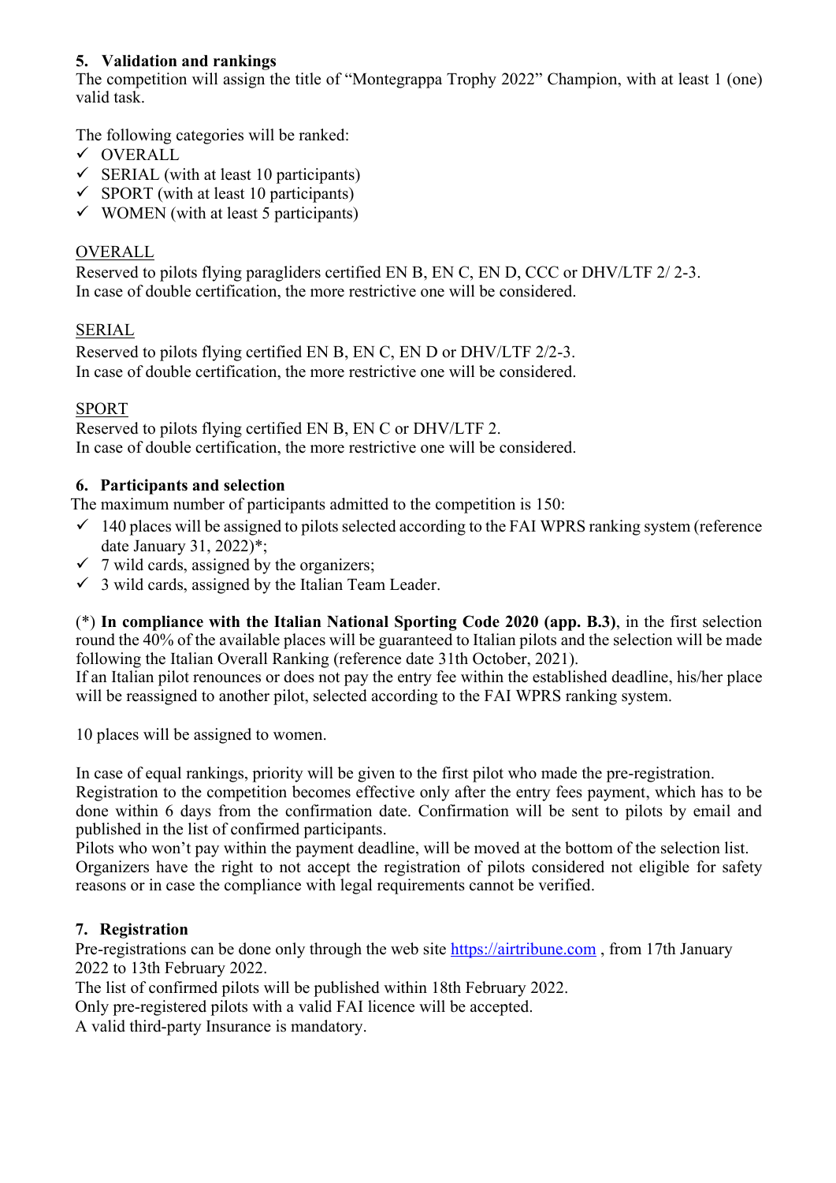## 5. Validation and rankings

The competition will assign the title of "Montegrappa Trophy 2022" Champion, with at least 1 (one) valid task.

The following categories will be ranked:

- ✓ OVERALL
- ✓ SERIAL (with at least 10 participants)
- ✓ SPORT (with at least 10 participants)
- ✓ WOMEN (with at least 5 participants)

OVERALL

Reserved to pilots flying paragliders certified EN B, EN C, EN D, CCC or DHV/LTF 2/ 2-3.
In case of double certification, the more restrictive one will be considered.

SERIAL

Reserved to pilots flying certified EN B, EN C, EN D or DHV/LTF 2/2-3.
In case of double certification, the more restrictive one will be considered.

SPORT

Reserved to pilots flying certified EN B, EN C or DHV/LTF 2.
In case of double certification, the more restrictive one will be considered.

## 6. Participants and selection

The maximum number of participants admitted to the competition is 150:

- ✓ 140 places will be assigned to pilots selected according to the FAI WPRS ranking system (reference date January 31, 2022)*;
- ✓ 7 wild cards, assigned by the organizers;
- ✓ 3 wild cards, assigned by the Italian Team Leader.

(*) **In compliance with the Italian National Sporting Code 2020 (app. B.3)**, in the first selection round the 40% of the available places will be guaranteed to Italian pilots and the selection will be made following the Italian Overall Ranking (reference date 31th October, 2021).
If an Italian pilot renounces or does not pay the entry fee within the established deadline, his/her place will be reassigned to another pilot, selected according to the FAI WPRS ranking system.

10 places will be assigned to women.

In case of equal rankings, priority will be given to the first pilot who made the pre-registration.
Registration to the competition becomes effective only after the entry fees payment, which has to be done within 6 days from the confirmation date. Confirmation will be sent to pilots by email and published in the list of confirmed participants.
Pilots who won't pay within the payment deadline, will be moved at the bottom of the selection list.
Organizers have the right to not accept the registration of pilots considered not eligible for safety reasons or in case the compliance with legal requirements cannot be verified.

## 7. Registration

Pre-registrations can be done only through the web site [https://airtribune.com](https://airtribune.com) , from 17th January 2022 to 13th February 2022.
The list of confirmed pilots will be published within 18th February 2022.
Only pre-registered pilots with a valid FAI licence will be accepted.
A valid third-party Insurance is mandatory.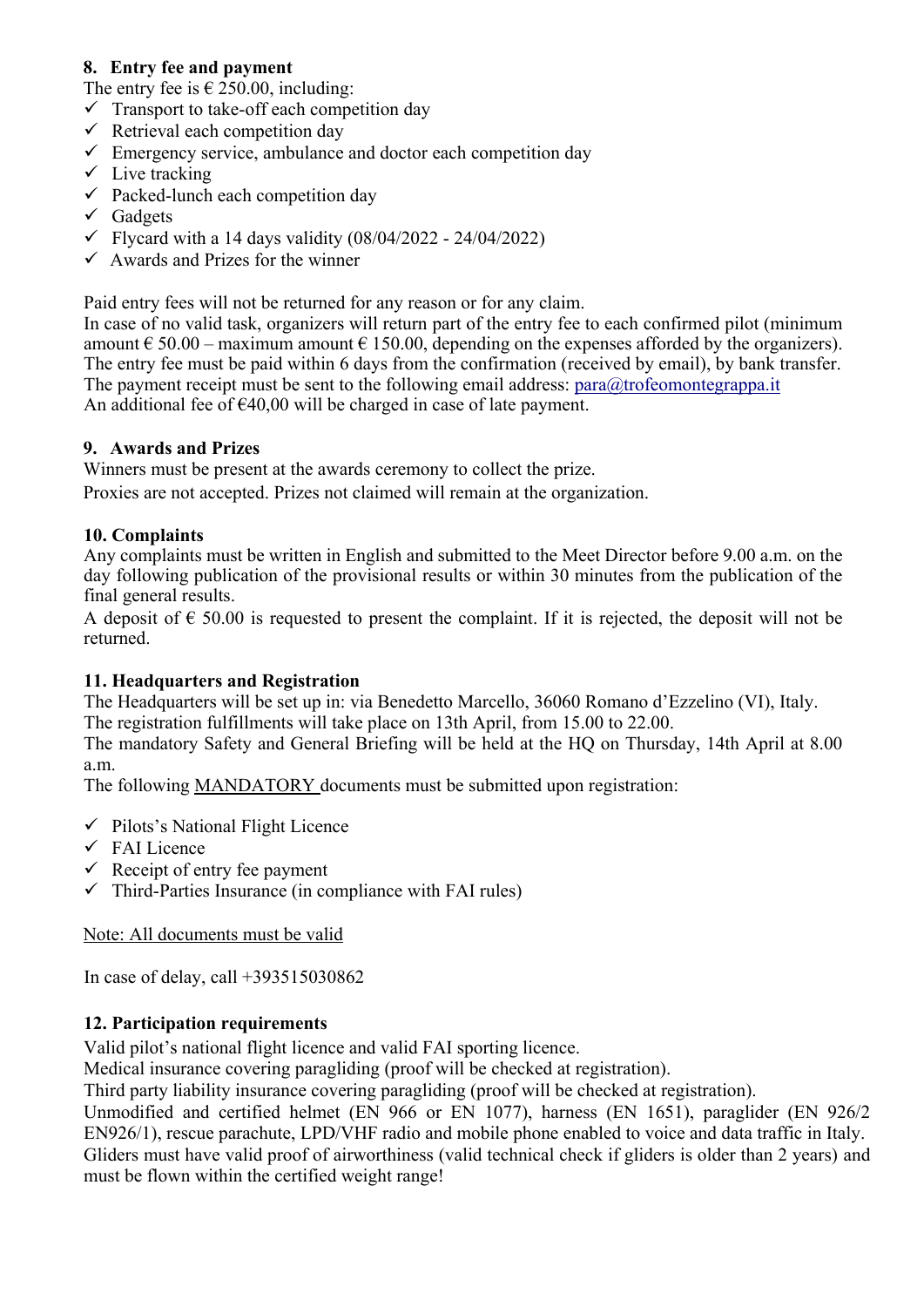## 8. Entry fee and payment

The entry fee is € 250.00, including:

- ✓ Transport to take-off each competition day
- ✓ Retrieval each competition day
- ✓ Emergency service, ambulance and doctor each competition day
- ✓ Live tracking
- ✓ Packed-lunch each competition day
- ✓ Gadgets
- ✓ Flycard with a 14 days validity (08/04/2022 - 24/04/2022)
- ✓ Awards and Prizes for the winner

Paid entry fees will not be returned for any reason or for any claim.
In case of no valid task, organizers will return part of the entry fee to each confirmed pilot (minimum amount € 50.00 – maximum amount € 150.00, depending on the expenses afforded by the organizers).
The entry fee must be paid within 6 days from the confirmation (received by email), by bank transfer.
The payment receipt must be sent to the following email address: para@trofeomontegrappa.it
An additional fee of €40,00 will be charged in case of late payment.

## 9. Awards and Prizes

Winners must be present at the awards ceremony to collect the prize.
Proxies are not accepted. Prizes not claimed will remain at the organization.

## 10. Complaints

Any complaints must be written in English and submitted to the Meet Director before 9.00 a.m. on the day following publication of the provisional results or within 30 minutes from the publication of the final general results.
A deposit of € 50.00 is requested to present the complaint. If it is rejected, the deposit will not be returned.

## 11. Headquarters and Registration

The Headquarters will be set up in: via Benedetto Marcello, 36060 Romano d'Ezzelino (VI), Italy.
The registration fulfillments will take place on 13th April, from 15.00 to 22.00.
The mandatory Safety and General Briefing will be held at the HQ on Thursday, 14th April at 8.00 a.m.
The following MANDATORY documents must be submitted upon registration:

- ✓ Pilots's National Flight Licence
- ✓ FAI Licence
- ✓ Receipt of entry fee payment
- ✓ Third-Parties Insurance (in compliance with FAI rules)

Note: All documents must be valid

In case of delay, call +393515030862

## 12. Participation requirements

Valid pilot's national flight licence and valid FAI sporting licence.
Medical insurance covering paragliding (proof will be checked at registration).
Third party liability insurance covering paragliding (proof will be checked at registration).
Unmodified and certified helmet (EN 966 or EN 1077), harness (EN 1651), paraglider (EN 926/2 EN926/1), rescue parachute, LPD/VHF radio and mobile phone enabled to voice and data traffic in Italy.
Gliders must have valid proof of airworthiness (valid technical check if gliders is older than 2 years) and must be flown within the certified weight range!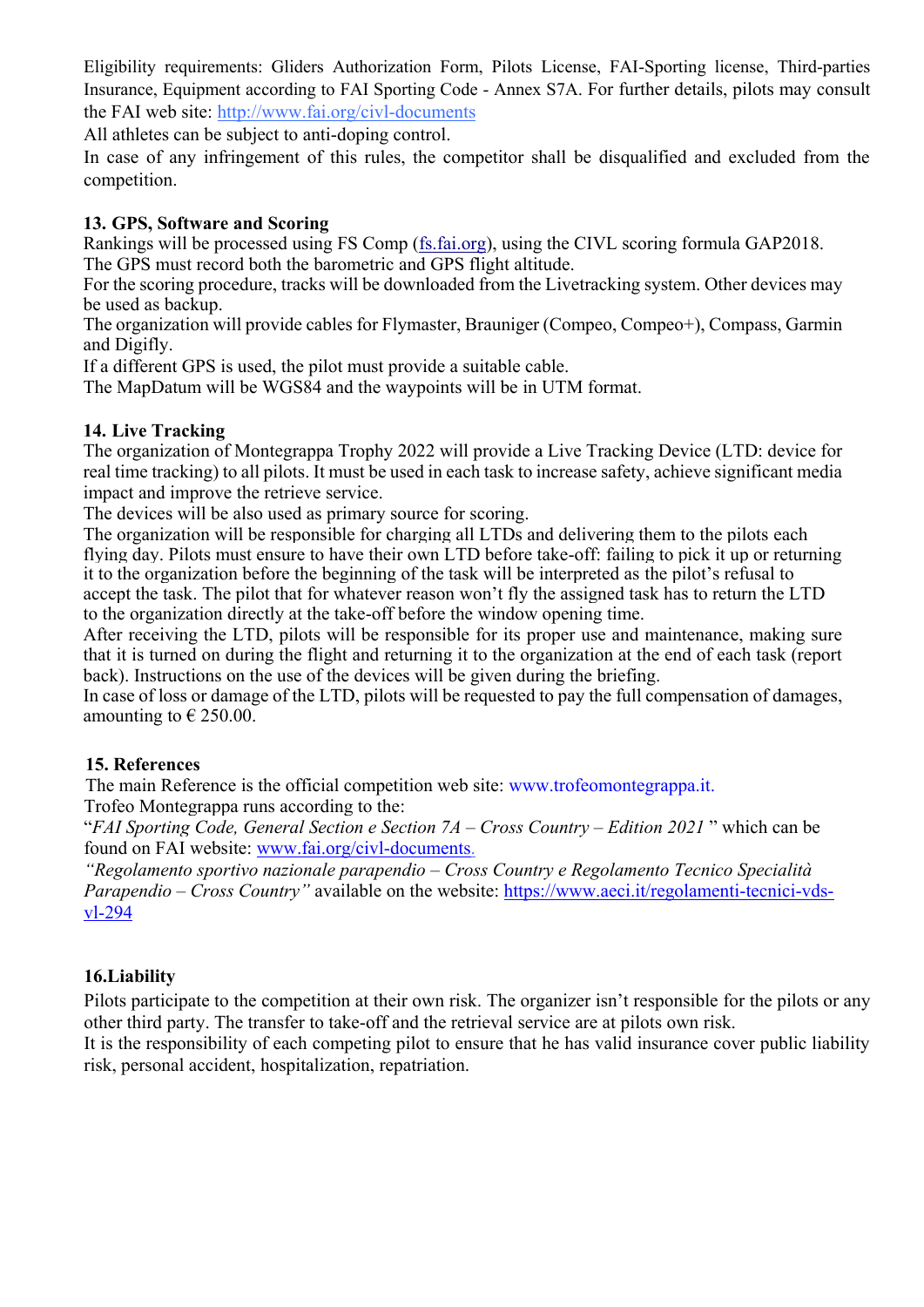Eligibility requirements: Gliders Authorization Form, Pilots License, FAI-Sporting license, Third-parties Insurance, Equipment according to FAI Sporting Code - Annex S7A. For further details, pilots may consult the FAI web site: http://www.fai.org/civl-documents

All athletes can be subject to anti-doping control.

In case of any infringement of this rules, the competitor shall be disqualified and excluded from the competition.

## 13. GPS, Software and Scoring

Rankings will be processed using FS Comp (fs.fai.org), using the CIVL scoring formula GAP2018.

The GPS must record both the barometric and GPS flight altitude.

For the scoring procedure, tracks will be downloaded from the Livetracking system. Other devices may be used as backup.

The organization will provide cables for Flymaster, Brauniger (Compeo, Compeo+), Compass, Garmin and Digifly.

If a different GPS is used, the pilot must provide a suitable cable.

The MapDatum will be WGS84 and the waypoints will be in UTM format.

## 14. Live Tracking

The organization of Montegrappa Trophy 2022 will provide a Live Tracking Device (LTD: device for real time tracking) to all pilots. It must be used in each task to increase safety, achieve significant media impact and improve the retrieve service.

The devices will be also used as primary source for scoring.

The organization will be responsible for charging all LTDs and delivering them to the pilots each flying day. Pilots must ensure to have their own LTD before take-off: failing to pick it up or returning it to the organization before the beginning of the task will be interpreted as the pilot's refusal to accept the task. The pilot that for whatever reason won't fly the assigned task has to return the LTD to the organization directly at the take-off before the window opening time.

After receiving the LTD, pilots will be responsible for its proper use and maintenance, making sure that it is turned on during the flight and returning it to the organization at the end of each task (report back). Instructions on the use of the devices will be given during the briefing.

In case of loss or damage of the LTD, pilots will be requested to pay the full compensation of damages, amounting to € 250.00.

## 15. References

The main Reference is the official competition web site: www.trofeomontegrappa.it.

Trofeo Montegrappa runs according to the:

"*FAI Sporting Code, General Section e Section 7A – Cross Country – Edition 2021* " which can be found on FAI website: www.fai.org/civl-documents.

*"Regolamento sportivo nazionale parapendio – Cross Country e Regolamento Tecnico Specialità Parapendio – Cross Country"* available on the website: https://www.aeci.it/regolamenti-tecnici-vds-vl-294

## 16.Liability

Pilots participate to the competition at their own risk. The organizer isn't responsible for the pilots or any other third party. The transfer to take-off and the retrieval service are at pilots own risk.

It is the responsibility of each competing pilot to ensure that he has valid insurance cover public liability risk, personal accident, hospitalization, repatriation.